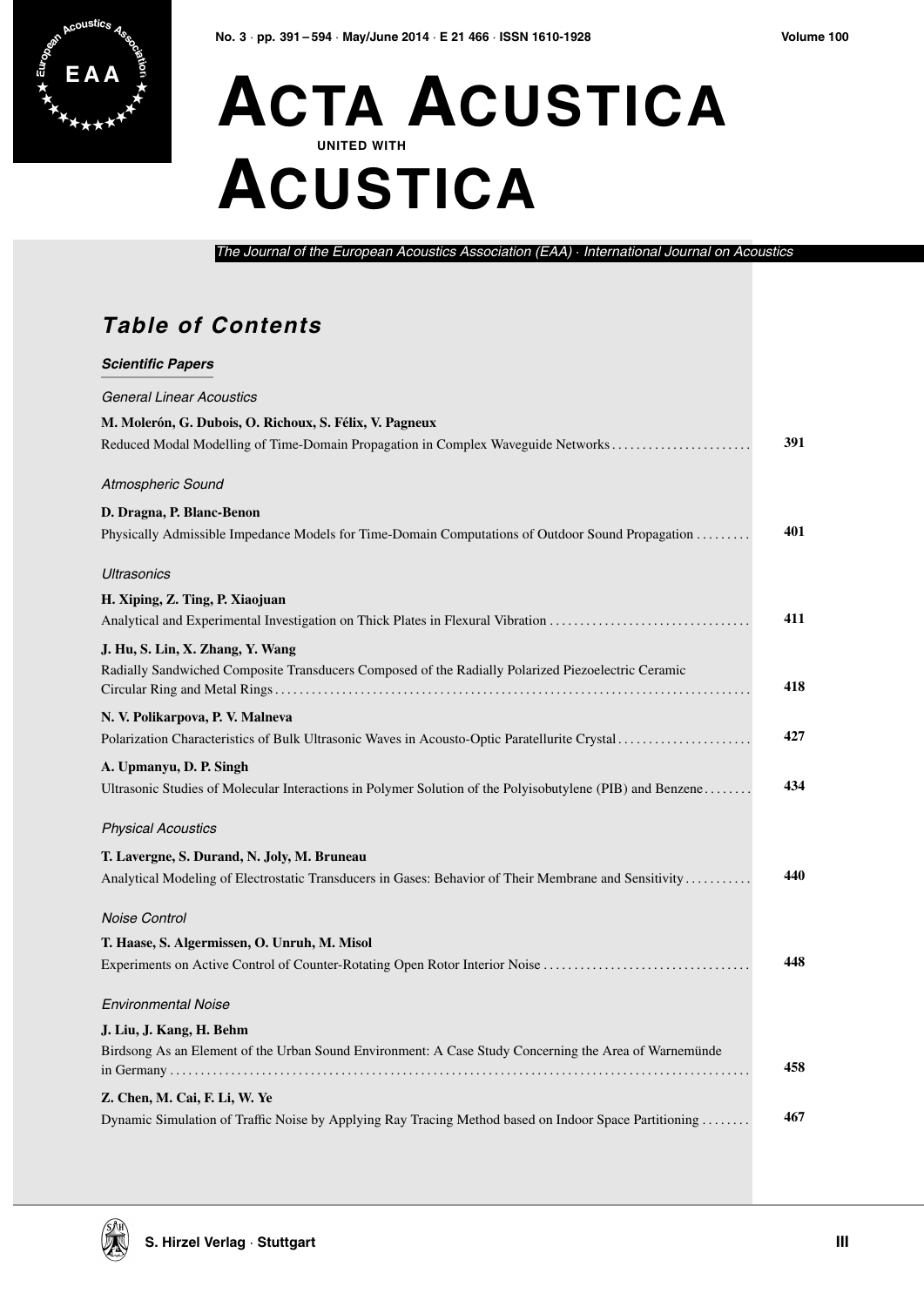# Acta Acustica united with Acustica

*The Journal of the European Acoustics Association (EAA) · International Journal on Acoustics*

## *Table of Contents*

### *Scientific Papers*

*General Linear Acoustics*

**M. Molerón, G. Dubois, O. Richoux, S. Félix, V. Pagneux**
Reduced Modal Modelling of Time-Domain Propagation in Complex Waveguide Networks ....................... **391**

*Atmospheric Sound*

**D. Dragna, P. Blanc-Benon**
Physically Admissible Impedance Models for Time-Domain Computations of Outdoor Sound Propagation ......... **401**

*Ultrasonics*

**H. Xiping, Z. Ting, P. Xiaojuan**
Analytical and Experimental Investigation on Thick Plates in Flexural Vibration ................................ **411**

**J. Hu, S. Lin, X. Zhang, Y. Wang**
Radially Sandwiched Composite Transducers Composed of the Radially Polarized Piezoelectric Ceramic Circular Ring and Metal Rings ............................................................................ **418**

**N. V. Polikarpova, P. V. Malneva**
Polarization Characteristics of Bulk Ultrasonic Waves in Acousto-Optic Paratellurite Crystal ...................... **427**

**A. Upmanyu, D. P. Singh**
Ultrasonic Studies of Molecular Interactions in Polymer Solution of the Polyisobutylene (PIB) and Benzene........ **434**

*Physical Acoustics*

**T. Lavergne, S. Durand, N. Joly, M. Bruneau**
Analytical Modeling of Electrostatic Transducers in Gases: Behavior of Their Membrane and Sensitivity........... **440**

*Noise Control*

**T. Haase, S. Algermissen, O. Unruh, M. Misol**
Experiments on Active Control of Counter-Rotating Open Rotor Interior Noise ................................. **448**

*Environmental Noise*

**J. Liu, J. Kang, H. Behm**
Birdsong As an Element of the Urban Sound Environment: A Case Study Concerning the Area of Warnemünde in Germany ........................................................................................... **458**

**Z. Chen, M. Cai, F. Li, W. Ye**
Dynamic Simulation of Traffic Noise by Applying Ray Tracing Method based on Indoor Space Partitioning ........ **467**

S. Hirzel Verlag · Stuttgart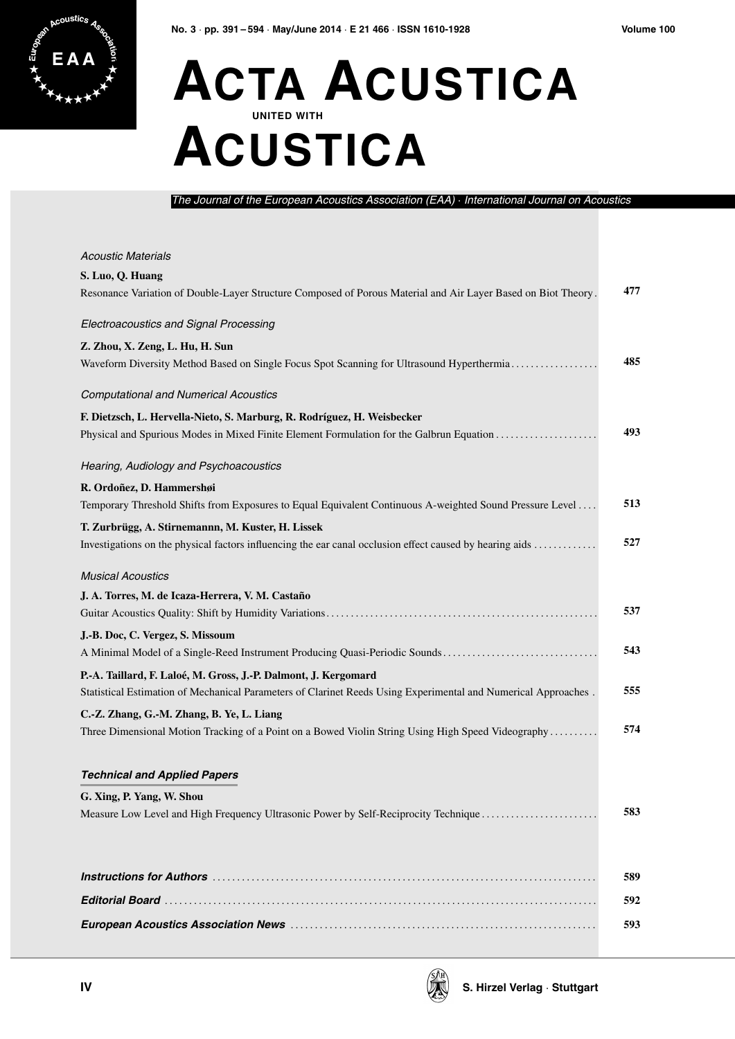# ACTA ACUSTICA UNITED WITH ACUSTICA

*The Journal of the European Acoustics Association (EAA) · International Journal on Acoustics*

*Acoustic Materials*

**S. Luo, Q. Huang**
Resonance Variation of Double-Layer Structure Composed of Porous Material and Air Layer Based on Biot Theory . . . 477

*Electroacoustics and Signal Processing*

**Z. Zhou, X. Zeng, L. Hu, H. Sun**
Waveform Diversity Method Based on Single Focus Spot Scanning for Ultrasound Hyperthermia . . . 485

*Computational and Numerical Acoustics*

**F. Dietzsch, L. Hervella-Nieto, S. Marburg, R. Rodríguez, H. Weisbecker**
Physical and Spurious Modes in Mixed Finite Element Formulation for the Galbrun Equation . . . 493

*Hearing, Audiology and Psychoacoustics*

**R. Ordoñez, D. Hammershøi**
Temporary Threshold Shifts from Exposures to Equal Equivalent Continuous A-weighted Sound Pressure Level . . . 513

**T. Zurbrügg, A. Stirnemannn, M. Kuster, H. Lissek**
Investigations on the physical factors influencing the ear canal occlusion effect caused by hearing aids . . . 527

*Musical Acoustics*

**J. A. Torres, M. de Icaza-Herrera, V. M. Castaño**
Guitar Acoustics Quality: Shift by Humidity Variations . . . 537

**J.-B. Doc, C. Vergez, S. Missoum**
A Minimal Model of a Single-Reed Instrument Producing Quasi-Periodic Sounds . . . 543

**P.-A. Taillard, F. Laloé, M. Gross, J.-P. Dalmont, J. Kergomard**
Statistical Estimation of Mechanical Parameters of Clarinet Reeds Using Experimental and Numerical Approaches . . . 555

**C.-Z. Zhang, G.-M. Zhang, B. Ye, L. Liang**
Three Dimensional Motion Tracking of a Point on a Bowed Violin String Using High Speed Videography . . . 574

***Technical and Applied Papers***

**G. Xing, P. Yang, W. Shou**
Measure Low Level and High Frequency Ultrasonic Power by Self-Reciprocity Technique . . . 583

***Instructions for Authors*** . . . 589

***Editorial Board*** . . . 592

***European Acoustics Association News*** . . . 593

**S. Hirzel Verlag · Stuttgart**